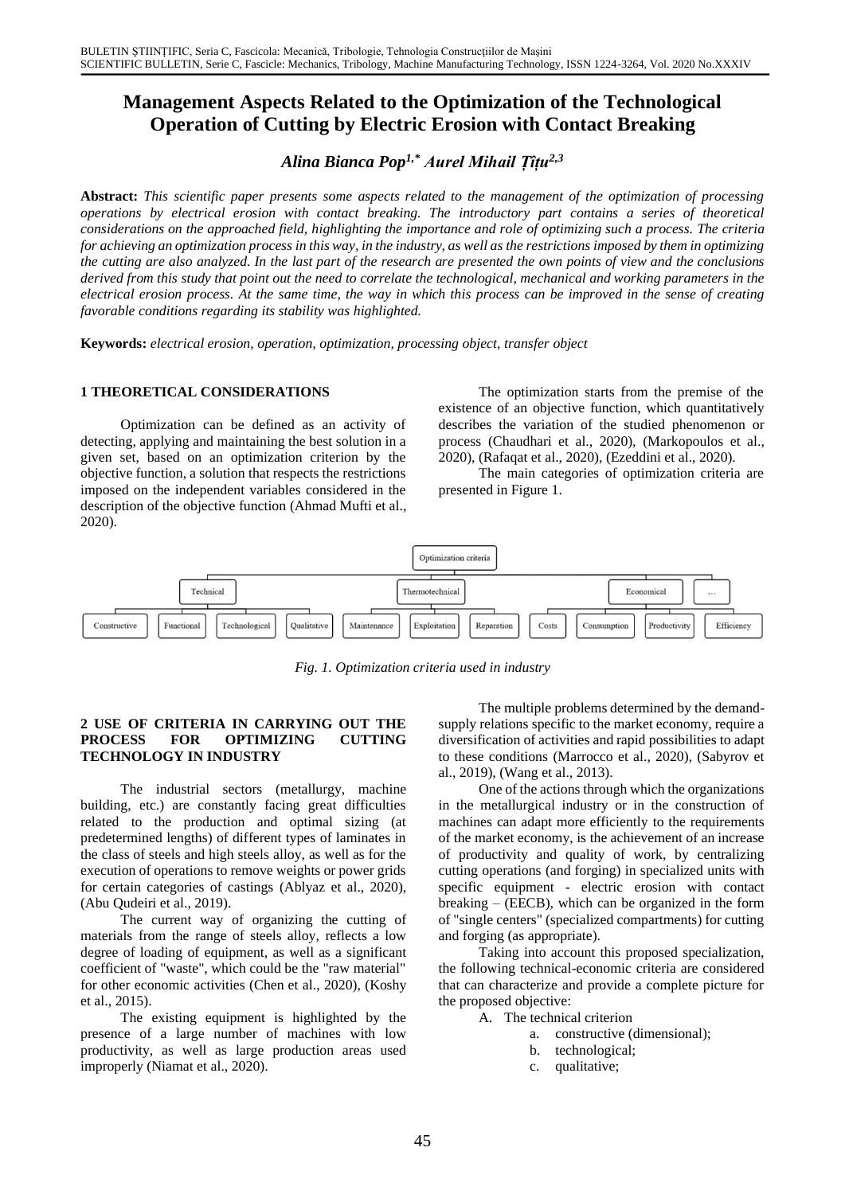# Management Aspects Related to the Optimization of the Technological Operation of Cutting by Electric Erosion with Contact Breaking

***Alina Bianca Pop[1,*] Aurel Mihail Țîțu[2,3]***

**Abstract:** *This scientific paper presents some aspects related to the management of the optimization of processing operations by electrical erosion with contact breaking. The introductory part contains a series of theoretical considerations on the approached field, highlighting the importance and role of optimizing such a process. The criteria for achieving an optimization process in this way, in the industry, as well as the restrictions imposed by them in optimizing the cutting are also analyzed. In the last part of the research are presented the own points of view and the conclusions derived from this study that point out the need to correlate the technological, mechanical and working parameters in the electrical erosion process. At the same time, the way in which this process can be improved in the sense of creating favorable conditions regarding its stability was highlighted.*

**Keywords:** *electrical erosion, operation, optimization, processing object, transfer object*

## 1 THEORETICAL CONSIDERATIONS

Optimization can be defined as an activity of detecting, applying and maintaining the best solution in a given set, based on an optimization criterion by the objective function, a solution that respects the restrictions imposed on the independent variables considered in the description of the objective function (Ahmad Mufti et al., 2020).

The optimization starts from the premise of the existence of an objective function, which quantitatively describes the variation of the studied phenomenon or process (Chaudhari et al., 2020), (Markopoulos et al., 2020), (Rafaqat et al., 2020), (Ezeddini et al., 2020).

The main categories of optimization criteria are presented in Figure 1.

- Optimization criteria
  - Technical
    - Constructive
    - Functional
    - Technological
    - Qualitative
  - Thermotechnical
    - Maintenance
    - Exploitation
    - Reparation
  - Economical
    - Costs
    - Consumption
    - Productivity
    - Efficiency
  - ...

*Fig. 1. Optimization criteria used in industry*

## 2 USE OF CRITERIA IN CARRYING OUT THE PROCESS FOR OPTIMIZING CUTTING TECHNOLOGY IN INDUSTRY

The industrial sectors (metallurgy, machine building, etc.) are constantly facing great difficulties related to the production and optimal sizing (at predetermined lengths) of different types of laminates in the class of steels and high steels alloy, as well as for the execution of operations to remove weights or power grids for certain categories of castings (Ablyaz et al., 2020), (Abu Qudeiri et al., 2019).

The current way of organizing the cutting of materials from the range of steels alloy, reflects a low degree of loading of equipment, as well as a significant coefficient of "waste", which could be the "raw material" for other economic activities (Chen et al., 2020), (Koshy et al., 2015).

The existing equipment is highlighted by the presence of a large number of machines with low productivity, as well as large production areas used improperly (Niamat et al., 2020).

The multiple problems determined by the demand-supply relations specific to the market economy, require a diversification of activities and rapid possibilities to adapt to these conditions (Marrocco et al., 2020), (Sabyrov et al., 2019), (Wang et al., 2013).

One of the actions through which the organizations in the metallurgical industry or in the construction of machines can adapt more efficiently to the requirements of the market economy, is the achievement of an increase of productivity and quality of work, by centralizing cutting operations (and forging) in specialized units with specific equipment - electric erosion with contact breaking – (EECB), which can be organized in the form of "single centers" (specialized compartments) for cutting and forging (as appropriate).

Taking into account this proposed specialization, the following technical-economic criteria are considered that can characterize and provide a complete picture for the proposed objective:

A. The technical criterion
   a. constructive (dimensional);
   b. technological;
   c. qualitative;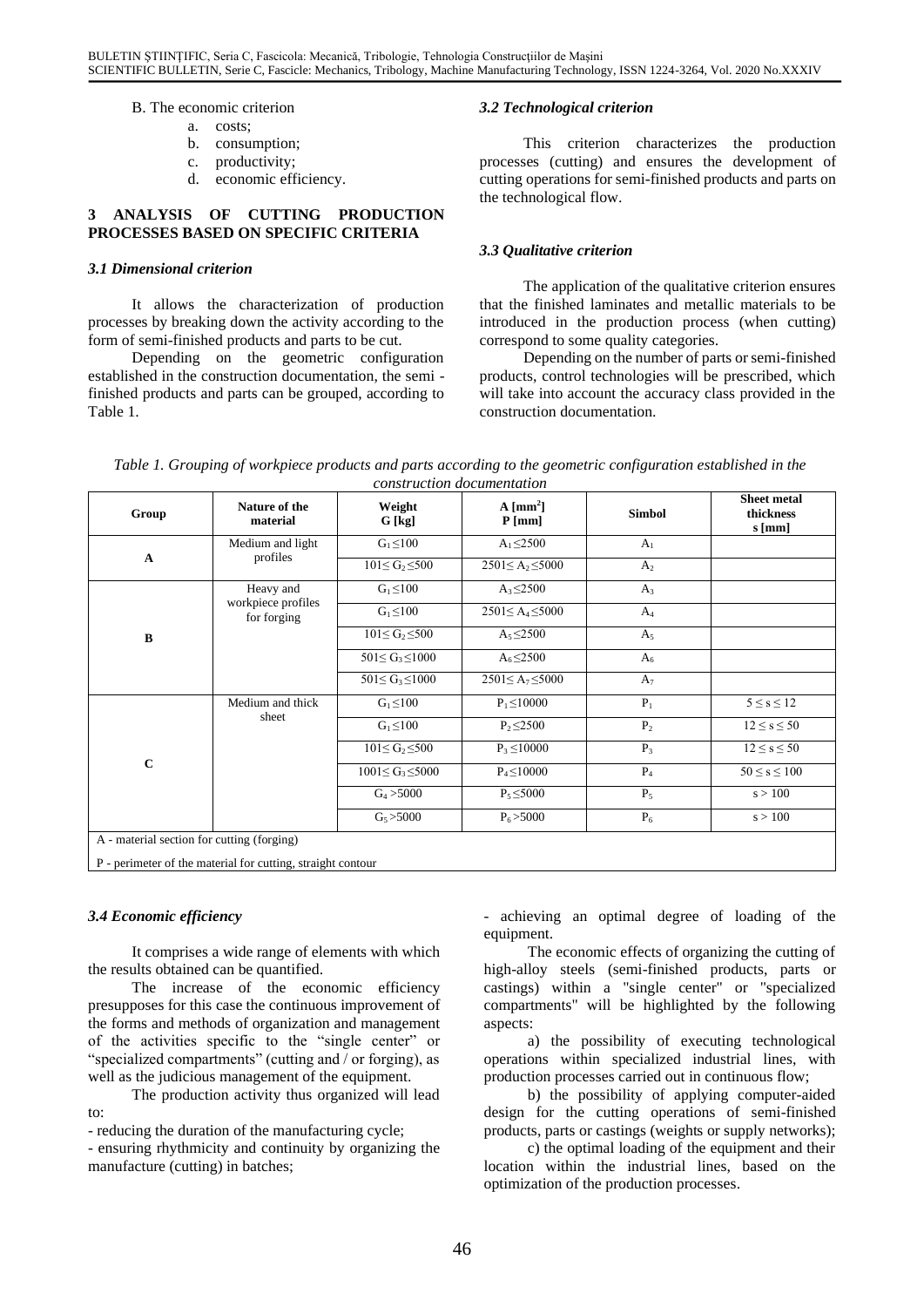B. The economic criterion

a. costs;
b. consumption;
c. productivity;
d. economic efficiency.

## 3 ANALYSIS OF CUTTING PRODUCTION PROCESSES BASED ON SPECIFIC CRITERIA

### *3.1 Dimensional criterion*

It allows the characterization of production processes by breaking down the activity according to the form of semi-finished products and parts to be cut.

Depending on the geometric configuration established in the construction documentation, the semi - finished products and parts can be grouped, according to Table 1.

### *3.2 Technological criterion*

This criterion characterizes the production processes (cutting) and ensures the development of cutting operations for semi-finished products and parts on the technological flow.

### *3.3 Qualitative criterion*

The application of the qualitative criterion ensures that the finished laminates and metallic materials to be introduced in the production process (when cutting) correspond to some quality categories.

Depending on the number of parts or semi-finished products, control technologies will be prescribed, which will take into account the accuracy class provided in the construction documentation.

*Table 1. Grouping of workpiece products and parts according to the geometric configuration established in the construction documentation*

| Group | Nature of the material | Weight G [kg] | A [mm$^2$] P [mm] | Simbol | Sheet metal thickness s [mm] |
|---|---|---|---|---|---|
| A | Medium and light profiles | $G_1 \leq 100$ | $A_1 \leq 2500$ | $A_1$ | |
| | | $101 \leq G_2 \leq 500$ | $2501 \leq A_2 \leq 5000$ | $A_2$ | |
| B | Heavy and workpiece profiles for forging | $G_1 \leq 100$ | $A_3 \leq 2500$ | $A_3$ | |
| | | $G_1 \leq 100$ | $2501 \leq A_4 \leq 5000$ | $A_4$ | |
| | | $101 \leq G_2 \leq 500$ | $A_5 \leq 2500$ | $A_5$ | |
| | | $501 \leq G_3 \leq 1000$ | $A_6 \leq 2500$ | $A_6$ | |
| | | $501 \leq G_3 \leq 1000$ | $2501 \leq A_7 \leq 5000$ | $A_7$ | |
| C | Medium and thick sheet | $G_1 \leq 100$ | $P_1 \leq 10000$ | $P_1$ | $5 \leq s \leq 12$ |
| | | $G_1 \leq 100$ | $P_2 \leq 2500$ | $P_2$ | $12 \leq s \leq 50$ |
| | | $101 \leq G_2 \leq 500$ | $P_3 \leq 10000$ | $P_3$ | $12 \leq s \leq 50$ |
| | | $1001 \leq G_3 \leq 5000$ | $P_4 \leq 10000$ | $P_4$ | $50 \leq s \leq 100$ |
| | | $G_4 > 5000$ | $P_5 \leq 5000$ | $P_5$ | $s > 100$ |
| | | $G_5 > 5000$ | $P_6 > 5000$ | $P_6$ | $s > 100$ |

A - material section for cutting (forging)

P - perimeter of the material for cutting, straight contour

### *3.4 Economic efficiency*

It comprises a wide range of elements with which the results obtained can be quantified.

The increase of the economic efficiency presupposes for this case the continuous improvement of the forms and methods of organization and management of the activities specific to the "single center" or "specialized compartments" (cutting and / or forging), as well as the judicious management of the equipment.

The production activity thus organized will lead to:

- reducing the duration of the manufacturing cycle;
- ensuring rhythmicity and continuity by organizing the manufacture (cutting) in batches;
- achieving an optimal degree of loading of the equipment.

The economic effects of organizing the cutting of high-alloy steels (semi-finished products, parts or castings) within a "single center" or "specialized compartments" will be highlighted by the following aspects:

a) the possibility of executing technological operations within specialized industrial lines, with production processes carried out in continuous flow;

b) the possibility of applying computer-aided design for the cutting operations of semi-finished products, parts or castings (weights or supply networks);

c) the optimal loading of the equipment and their location within the industrial lines, based on the optimization of the production processes.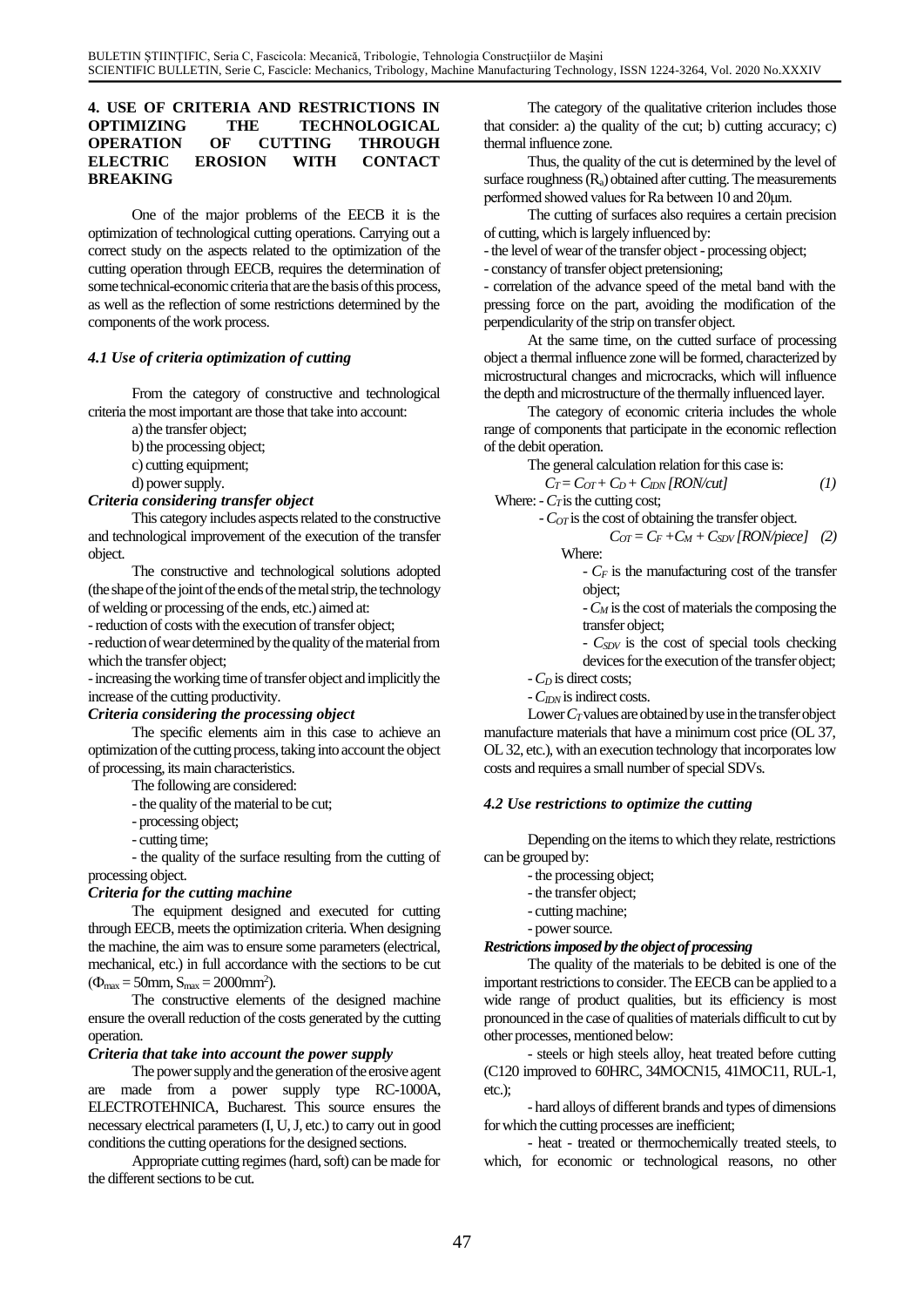## 4. USE OF CRITERIA AND RESTRICTIONS IN OPTIMIZING THE TECHNOLOGICAL OPERATION OF CUTTING THROUGH ELECTRIC EROSION WITH CONTACT BREAKING

One of the major problems of the EECB it is the optimization of technological cutting operations. Carrying out a correct study on the aspects related to the optimization of the cutting operation through EECB, requires the determination of some technical-economic criteria that are the basis of this process, as well as the reflection of some restrictions determined by the components of the work process.

### *4.1 Use of criteria optimization of cutting*

From the category of constructive and technological criteria the most important are those that take into account:

a) the transfer object;

b) the processing object;

c) cutting equipment;

d) power supply.

***Criteria considering transfer object***

This category includes aspects related to the constructive and technological improvement of the execution of the transfer object.

The constructive and technological solutions adopted (the shape of the joint of the ends of the metal strip, the technology of welding or processing of the ends, etc.) aimed at:

- reduction of costs with the execution of transfer object;
- reduction of wear determined by the quality of the material from which the transfer object;
- increasing the working time of transfer object and implicitly the increase of the cutting productivity.

***Criteria considering the processing object***

The specific elements aim in this case to achieve an optimization of the cutting process, taking into account the object of processing, its main characteristics.

The following are considered:

- the quality of the material to be cut;
- processing object;
- cutting time;
- the quality of the surface resulting from the cutting of processing object.

***Criteria for the cutting machine***

The equipment designed and executed for cutting through EECB, meets the optimization criteria. When designing the machine, the aim was to ensure some parameters (electrical, mechanical, etc.) in full accordance with the sections to be cut ($\Phi_{max}$ = 50mm, $S_{max}$ = 2000mm$^2$).

The constructive elements of the designed machine ensure the overall reduction of the costs generated by the cutting operation.

***Criteria that take into account the power supply***

The power supply and the generation of the erosive agent are made from a power supply type RC-1000A, ELECTROTEHNICA, Bucharest. This source ensures the necessary electrical parameters (I, U, J, etc.) to carry out in good conditions the cutting operations for the designed sections.

Appropriate cutting regimes (hard, soft) can be made for the different sections to be cut.

The category of the qualitative criterion includes those that consider: a) the quality of the cut; b) cutting accuracy; c) thermal influence zone.

Thus, the quality of the cut is determined by the level of surface roughness ($R_a$) obtained after cutting. The measurements performed showed values for Ra between 10 and 20μm.

The cutting of surfaces also requires a certain precision of cutting, which is largely influenced by:

- the level of wear of the transfer object - processing object;
- constancy of transfer object pretensioning;
- correlation of the advance speed of the metal band with the pressing force on the part, avoiding the modification of the perpendicularity of the strip on transfer object.

At the same time, on the cutted surface of processing object a thermal influence zone will be formed, characterized by microstructural changes and microcracks, which will influence the depth and microstructure of the thermally influenced layer.

The category of economic criteria includes the whole range of components that participate in the economic reflection of the debit operation.

The general calculation relation for this case is:

$$C_T = C_{OT} + C_D + C_{IDN} \; [RON/cut] \qquad (1)$$

Where:
- $C_T$ is the cutting cost;
- $C_{OT}$ is the cost of obtaining the transfer object.

$$C_{OT} = C_F + C_M + C_{SDV} \; [RON/piece] \qquad (2)$$

Where:
- $C_F$ is the manufacturing cost of the transfer object;
- $C_M$ is the cost of materials the composing the transfer object;
- $C_{SDV}$ is the cost of special tools checking devices for the execution of the transfer object;
- $C_D$ is direct costs;
- $C_{IDN}$ is indirect costs.

Lower $C_T$ values are obtained by use in the transfer object manufacture materials that have a minimum cost price (OL 37, OL 32, etc.), with an execution technology that incorporates low costs and requires a small number of special SDVs.

### *4.2 Use restrictions to optimize the cutting*

Depending on the items to which they relate, restrictions can be grouped by:

- the processing object;
- the transfer object;
- cutting machine;
- power source.

***Restrictions imposed by the object of processing***

The quality of the materials to be debited is one of the important restrictions to consider. The EECB can be applied to a wide range of product qualities, but its efficiency is most pronounced in the case of qualities of materials difficult to cut by other processes, mentioned below:

- steels or high steels alloy, heat treated before cutting (C120 improved to 60HRC, 34MOCN15, 41MOC11, RUL-1, etc.);

- hard alloys of different brands and types of dimensions for which the cutting processes are inefficient;

- heat - treated or thermochemically treated steels, to which, for economic or technological reasons, no other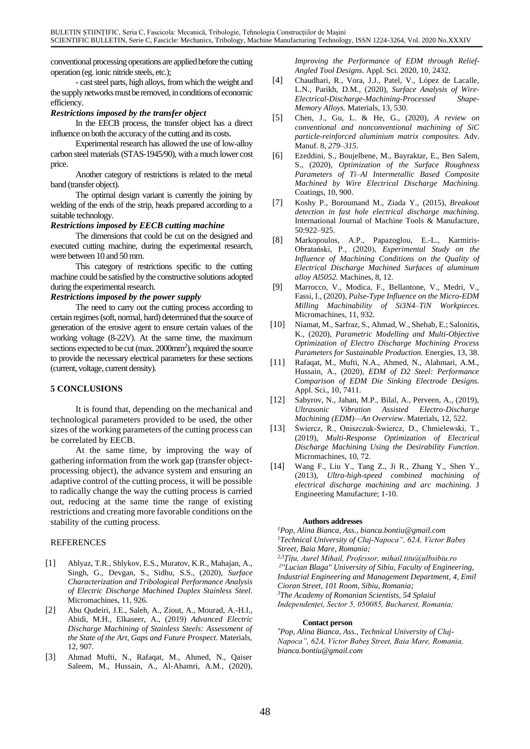conventional processing operations are applied before the cutting operation (eg. ionic nitride steels, etc.);

- cast steel parts, high alloys, from which the weight and the supply networks must be removed, in conditions of economic efficiency.

***Restrictions imposed by the transfer object***

In the EECB process, the transfer object has a direct influence on both the accuracy of the cutting and its costs.

Experimental research has allowed the use of low-alloy carbon steel materials (STAS-1945/90), with a much lower cost price.

Another category of restrictions is related to the metal band (transfer object).

The optimal design variant is currently the joining by welding of the ends of the strip, heads prepared according to a suitable technology.

***Restrictions imposed by EECB cutting machine***

The dimensions that could be cut on the designed and executed cutting machine, during the experimental research, were between 10 and 50 mm.

This category of restrictions specific to the cutting machine could be satisfied by the constructive solutions adopted during the experimental research.

***Restrictions imposed by the power supply***

The need to carry out the cutting process according to certain regimes (soft, normal, hard) determined that the source of generation of the erosive agent to ensure certain values of the working voltage (8-22V). At the same time, the maximum sections expected to be cut (max. 2000mm$^2$), required the source to provide the necessary electrical parameters for these sections (current, voltage, current density).

## 5 CONCLUSIONS

It is found that, depending on the mechanical and technological parameters provided to be used, the other sizes of the working parameters of the cutting process can be correlated by EECB.

At the same time, by improving the way of gathering information from the work gap (transfer object-processing object), the advance system and ensuring an adaptive control of the cutting process, it will be possible to radically change the way the cutting process is carried out, reducing at the same time the range of existing restrictions and creating more favorable conditions on the stability of the cutting process.

## REFERENCES

[1] Ablyaz, T.R., Shlykov, E.S., Muratov, K.R., Mahajan, A., Singh, G., Devgan, S., Sidhu, S.S., (2020), *Surface Characterization and Tribological Performance Analysis of Electric Discharge Machined Duplex Stainless Steel*. Micromachines, 11, 926.

[2] Abu Qudeiri, J.E., Saleh, A., Ziout, A., Mourad, A.-H.I., Abidi, M.H., Elkaseer, A., (2019) *Advanced Electric Discharge Machining of Stainless Steels: Assessment of the State of the Art, Gaps and Future Prospect*. Materials, 12, 907.

[3] Ahmad Mufti, N., Rafaqat, M., Ahmed, N., Qaiser Saleem, M., Hussain, A., Al-Ahamri, A.M., (2020), *Improving the Performance of EDM through Relief-Angled Tool Designs*. Appl. Sci. 2020, 10, 2432.

[4] Chaudhari, R., Vora, J.J., Patel, V., López de Lacalle, L.N., Parikh, D.M., (2020), *Surface Analysis of Wire-Electrical-Discharge-Machining-Processed Shape-Memory Alloys.* Materials, 13, 530.

[5] Chen, J., Gu, L. & He, G., (2020), *A review on conventional and nonconventional machining of SiC particle-reinforced aluminium matrix composites.* Adv. Manuf. 8, *279–315*.

[6] Ezeddini, S., Boujelbene, M., Bayraktar, E., Ben Salem, S., (2020), *Optimization of the Surface Roughness Parameters of Ti–Al Intermetallic Based Composite Machined by Wire Electrical Discharge Machining.* Coatings, 10, 900.

[7] Koshy P., Boroumand M., Ziada Y., (2015), *Breakout detection in fast hole electrical discharge machining.* International Journal of Machine Tools & Manufacture, 50:922–925.

[8] Markopoulos, A.P., Papazoglou, E.-L., Karmiris-Obratański, P., (2020), *Experimental Study on the Influence of Machining Conditions on the Quality of Electrical Discharge Machined Surfaces of aluminum alloy Al5052.* Machines, 8, 12.

[9] Marrocco, V., Modica, F., Bellantone, V., Medri, V., Fassi, I., (2020), *Pulse-Type Influence on the Micro-EDM Milling Machinability of Si3N4–TiN Workpieces.* Micromachines, 11, 932.

[10] Niamat, M., Sarfraz, S., Ahmad, W., Shehab, E.; Salonitis, K., (2020), *Parametric Modelling and Multi-Objective Optimization of Electro Discharge Machining Process Parameters for Sustainable Production.* Energies, 13, 38.

[11] Rafaqat, M., Mufti, N.A., Ahmed, N., Alahmari, A.M., Hussain, A., (2020), *EDM of D2 Steel: Performance Comparison of EDM Die Sinking Electrode Designs.* Appl. Sci., 10, 7411.

[12] Sabyrov, N., Jahan, M.P., Bilal, A., Perveen, A., (2019), *Ultrasonic Vibration Assisted Electro-Discharge Machining (EDM)—An Overview*. Materials, 12, 522.

[13] Świercz, R., Oniszczuk-Świercz, D., Chmielewski, T., (2019), *Multi-Response Optimization of Electrical Discharge Machining Using the Desirability Function*. Micromachines, 10, 72.

[14] Wang F., Liu Y., Tang Z., Ji R., Zhang Y., Shen Y., (2013), *Ultra-high-speed combined machining of electrical discharge machining and arc machining.* J Engineering Manufacture; 1-10.

**Authors addresses**

*[1]Pop, Alina Bianca, Ass., bianca.bontiu@gmail.com*
*[1]Technical University of Cluj-Napoca", 62A, Victor Babeș Street, Baia Mare, Romania;*
*[2,3]Țîțu, Aurel Mihail, Professor, mihail.titu@ulbsibiu.ro*
*[2]"Lucian Blaga" University of Sibiu, Faculty of Engineering, Industrial Engineering and Management Department, 4, Emil Cioran Street, 101 Room, Sibiu, Romania;*
*[3]The Academy of Romanian Scientists, 54 Splaiul Independenței, Sector 5, 050085, Bucharest, Romania;*

**Contact person**

*[*]Pop, Alina Bianca, Ass., Technical University of Cluj-Napoca", 62A, Victor Babeș Street, Baia Mare, Romania, bianca.bontiu@gmail.com*